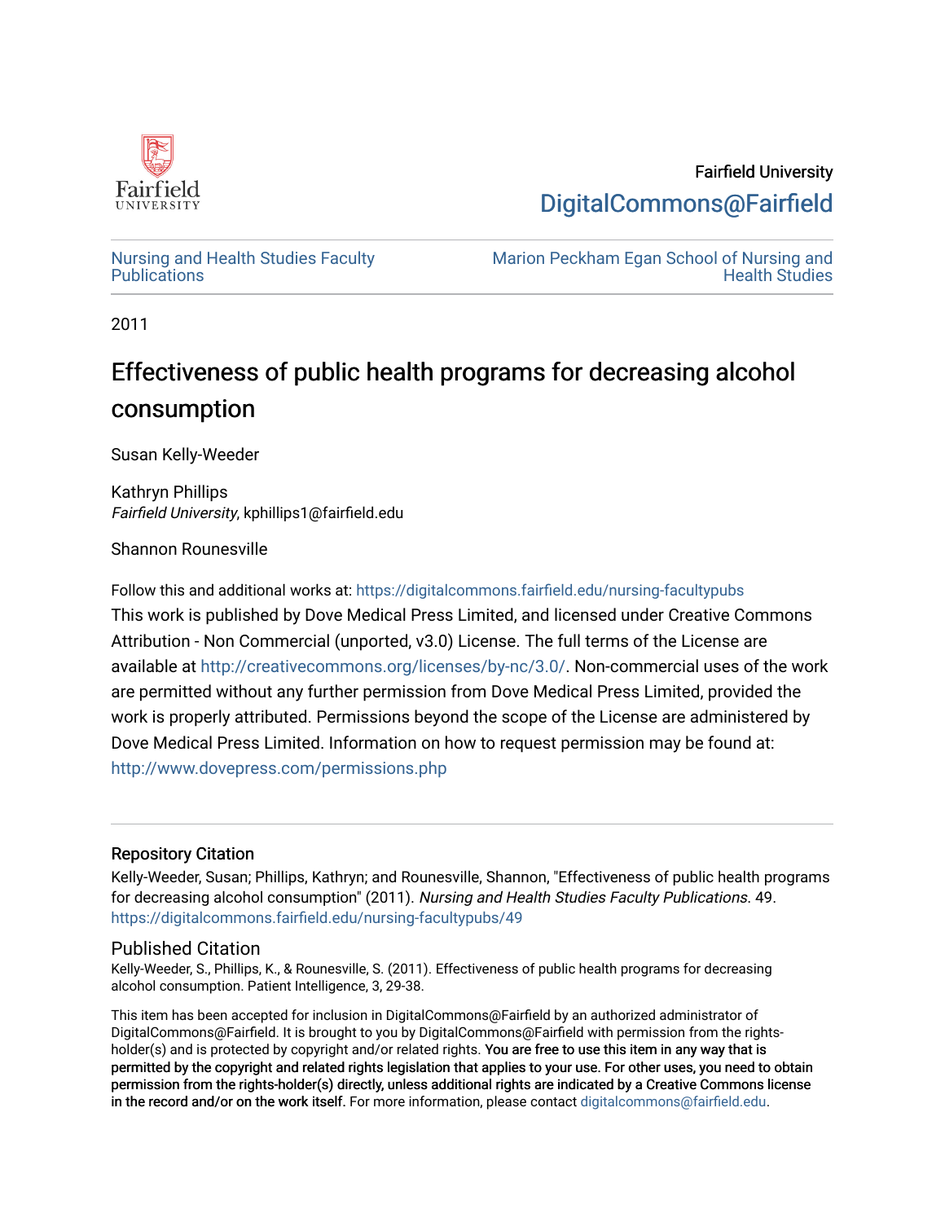Fairfield University

DigitalCommons@Fairfield

Nursing and Health Studies Faculty Publications

Marion Peckham Egan School of Nursing and Health Studies

2011

# Effectiveness of public health programs for decreasing alcohol consumption

Susan Kelly-Weeder

Kathryn Phillips
*Fairfield University*, kphillips1@fairfield.edu

Shannon Rounesville

Follow this and additional works at: https://digitalcommons.fairfield.edu/nursing-facultypubs

This work is published by Dove Medical Press Limited, and licensed under Creative Commons Attribution - Non Commercial (unported, v3.0) License. The full terms of the License are available at http://creativecommons.org/licenses/by-nc/3.0/. Non-commercial uses of the work are permitted without any further permission from Dove Medical Press Limited, provided the work is properly attributed. Permissions beyond the scope of the License are administered by Dove Medical Press Limited. Information on how to request permission may be found at: http://www.dovepress.com/permissions.php

## Repository Citation

Kelly-Weeder, Susan; Phillips, Kathryn; and Rounesville, Shannon, "Effectiveness of public health programs for decreasing alcohol consumption" (2011). *Nursing and Health Studies Faculty Publications*. 49.
https://digitalcommons.fairfield.edu/nursing-facultypubs/49

## Published Citation

Kelly-Weeder, S., Phillips, K., & Rounesville, S. (2011). Effectiveness of public health programs for decreasing alcohol consumption. Patient Intelligence, 3, 29-38.

This item has been accepted for inclusion in DigitalCommons@Fairfield by an authorized administrator of DigitalCommons@Fairfield. It is brought to you by DigitalCommons@Fairfield with permission from the rights-holder(s) and is protected by copyright and/or related rights. **You are free to use this item in any way that is permitted by the copyright and related rights legislation that applies to your use. For other uses, you need to obtain permission from the rights-holder(s) directly, unless additional rights are indicated by a Creative Commons license in the record and/or on the work itself.** For more information, please contact digitalcommons@fairfield.edu.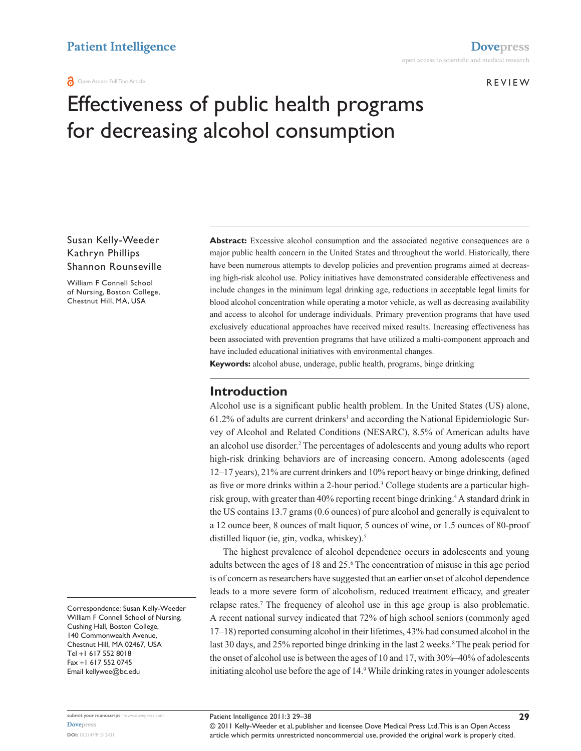# Effectiveness of public health programs for decreasing alcohol consumption

Susan Kelly-Weeder
Kathryn Phillips
Shannon Rounseville

William F Connell School of Nursing, Boston College, Chestnut Hill, MA, USA

Correspondence: Susan Kelly-Weeder
William F Connell School of Nursing, Cushing Hall, Boston College, 140 Commonwealth Avenue, Chestnut Hill, MA 02467, USA
Tel +1 617 552 8018
Fax +1 617 552 0745
Email kellywee@bc.edu

**Abstract:** Excessive alcohol consumption and the associated negative consequences are a major public health concern in the United States and throughout the world. Historically, there have been numerous attempts to develop policies and prevention programs aimed at decreasing high-risk alcohol use. Policy initiatives have demonstrated considerable effectiveness and include changes in the minimum legal drinking age, reductions in acceptable legal limits for blood alcohol concentration while operating a motor vehicle, as well as decreasing availability and access to alcohol for underage individuals. Primary prevention programs that have used exclusively educational approaches have received mixed results. Increasing effectiveness has been associated with prevention programs that have utilized a multi-component approach and have included educational initiatives with environmental changes.

**Keywords:** alcohol abuse, underage, public health, programs, binge drinking

## Introduction

Alcohol use is a significant public health problem. In the United States (US) alone, 61.2% of adults are current drinkers[1] and according the National Epidemiologic Survey of Alcohol and Related Conditions (NESARC), 8.5% of American adults have an alcohol use disorder.[2] The percentages of adolescents and young adults who report high-risk drinking behaviors are of increasing concern. Among adolescents (aged 12–17 years), 21% are current drinkers and 10% report heavy or binge drinking, defined as five or more drinks within a 2-hour period.[3] College students are a particular high-risk group, with greater than 40% reporting recent binge drinking.[4] A standard drink in the US contains 13.7 grams (0.6 ounces) of pure alcohol and generally is equivalent to a 12 ounce beer, 8 ounces of malt liquor, 5 ounces of wine, or 1.5 ounces of 80-proof distilled liquor (ie, gin, vodka, whiskey).[5]

The highest prevalence of alcohol dependence occurs in adolescents and young adults between the ages of 18 and 25.[6] The concentration of misuse in this age period is of concern as researchers have suggested that an earlier onset of alcohol dependence leads to a more severe form of alcoholism, reduced treatment efficacy, and greater relapse rates.[7] The frequency of alcohol use in this age group is also problematic. A recent national survey indicated that 72% of high school seniors (commonly aged 17–18) reported consuming alcohol in their lifetimes, 43% had consumed alcohol in the last 30 days, and 25% reported binge drinking in the last 2 weeks.[8] The peak period for the onset of alcohol use is between the ages of 10 and 17, with 30%–40% of adolescents initiating alcohol use before the age of 14.[9] While drinking rates in younger adolescents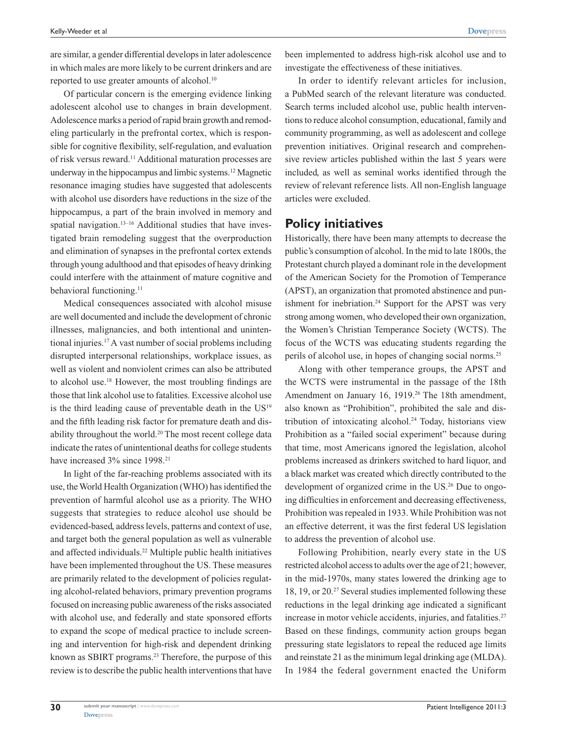are similar, a gender differential develops in later adolescence in which males are more likely to be current drinkers and are reported to use greater amounts of alcohol.[10]

Of particular concern is the emerging evidence linking adolescent alcohol use to changes in brain development. Adolescence marks a period of rapid brain growth and remodeling particularly in the prefrontal cortex, which is responsible for cognitive flexibility, self-regulation, and evaluation of risk versus reward.[11] Additional maturation processes are underway in the hippocampus and limbic systems.[12] Magnetic resonance imaging studies have suggested that adolescents with alcohol use disorders have reductions in the size of the hippocampus, a part of the brain involved in memory and spatial navigation.[13–16] Additional studies that have investigated brain remodeling suggest that the overproduction and elimination of synapses in the prefrontal cortex extends through young adulthood and that episodes of heavy drinking could interfere with the attainment of mature cognitive and behavioral functioning.[11]

Medical consequences associated with alcohol misuse are well documented and include the development of chronic illnesses, malignancies, and both intentional and unintentional injuries.[17] A vast number of social problems including disrupted interpersonal relationships, workplace issues, as well as violent and nonviolent crimes can also be attributed to alcohol use.[18] However, the most troubling findings are those that link alcohol use to fatalities. Excessive alcohol use is the third leading cause of preventable death in the US[19] and the fifth leading risk factor for premature death and disability throughout the world.[20] The most recent college data indicate the rates of unintentional deaths for college students have increased 3% since 1998.[21]

In light of the far-reaching problems associated with its use, the World Health Organization (WHO) has identified the prevention of harmful alcohol use as a priority. The WHO suggests that strategies to reduce alcohol use should be evidenced-based, address levels, patterns and context of use, and target both the general population as well as vulnerable and affected individuals.[22] Multiple public health initiatives have been implemented throughout the US. These measures are primarily related to the development of policies regulating alcohol-related behaviors, primary prevention programs focused on increasing public awareness of the risks associated with alcohol use, and federally and state sponsored efforts to expand the scope of medical practice to include screening and intervention for high-risk and dependent drinking known as SBIRT programs.[23] Therefore, the purpose of this review is to describe the public health interventions that have been implemented to address high-risk alcohol use and to investigate the effectiveness of these initiatives.

In order to identify relevant articles for inclusion, a PubMed search of the relevant literature was conducted. Search terms included alcohol use, public health interventions to reduce alcohol consumption, educational, family and community programming, as well as adolescent and college prevention initiatives. Original research and comprehensive review articles published within the last 5 years were included, as well as seminal works identified through the review of relevant reference lists. All non-English language articles were excluded.

## Policy initiatives

Historically, there have been many attempts to decrease the public's consumption of alcohol. In the mid to late 1800s, the Protestant church played a dominant role in the development of the American Society for the Promotion of Temperance (APST), an organization that promoted abstinence and punishment for inebriation.[24] Support for the APST was very strong among women, who developed their own organization, the Women's Christian Temperance Society (WCTS). The focus of the WCTS was educating students regarding the perils of alcohol use, in hopes of changing social norms.[25]

Along with other temperance groups, the APST and the WCTS were instrumental in the passage of the 18th Amendment on January 16, 1919.[26] The 18th amendment, also known as "Prohibition", prohibited the sale and distribution of intoxicating alcohol.[24] Today, historians view Prohibition as a "failed social experiment" because during that time, most Americans ignored the legislation, alcohol problems increased as drinkers switched to hard liquor, and a black market was created which directly contributed to the development of organized crime in the US.[26] Due to ongoing difficulties in enforcement and decreasing effectiveness, Prohibition was repealed in 1933. While Prohibition was not an effective deterrent, it was the first federal US legislation to address the prevention of alcohol use.

Following Prohibition, nearly every state in the US restricted alcohol access to adults over the age of 21; however, in the mid-1970s, many states lowered the drinking age to 18, 19, or 20.[27] Several studies implemented following these reductions in the legal drinking age indicated a significant increase in motor vehicle accidents, injuries, and fatalities.[27] Based on these findings, community action groups began pressuring state legislators to repeal the reduced age limits and reinstate 21 as the minimum legal drinking age (MLDA). In 1984 the federal government enacted the Uniform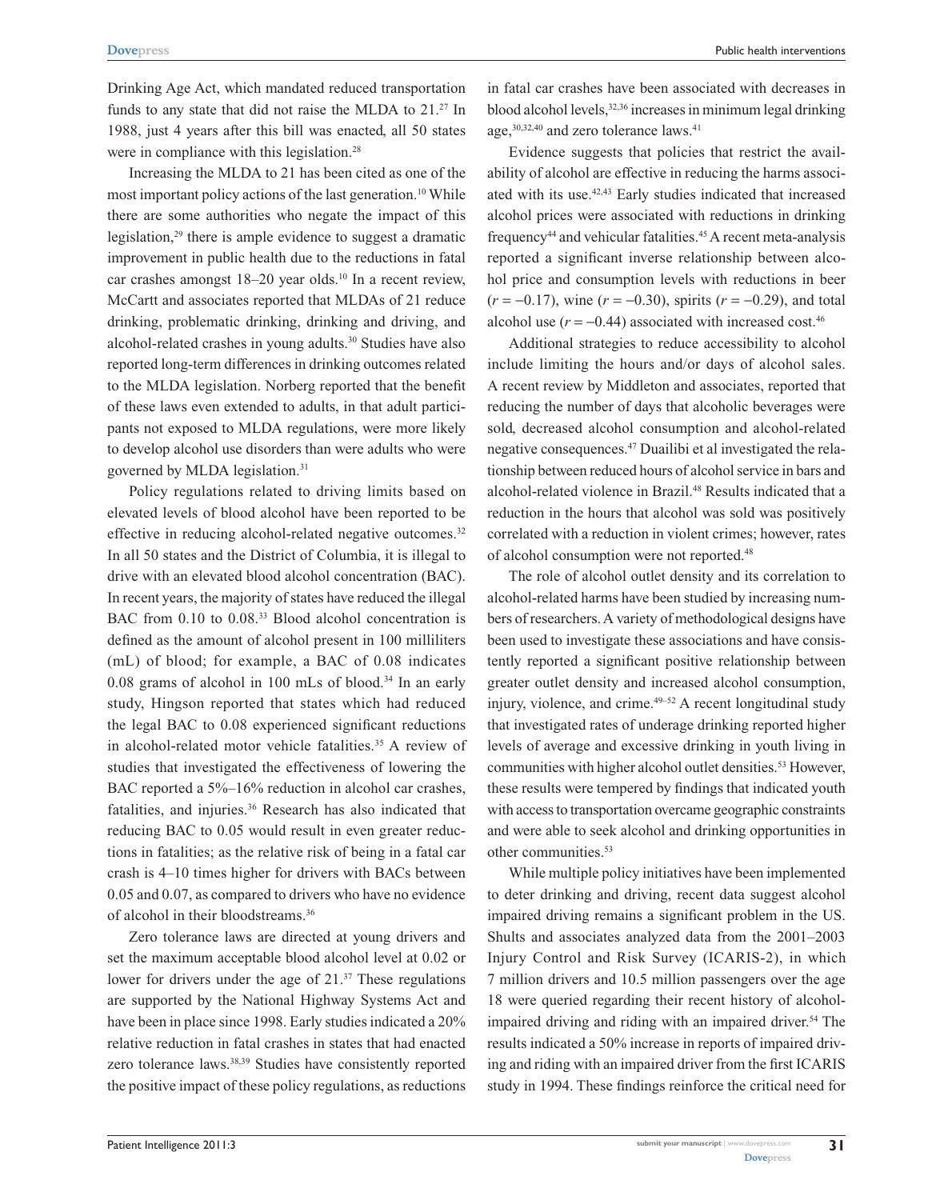Drinking Age Act, which mandated reduced transportation funds to any state that did not raise the MLDA to 21.[27] In 1988, just 4 years after this bill was enacted, all 50 states were in compliance with this legislation.[28]

Increasing the MLDA to 21 has been cited as one of the most important policy actions of the last generation.[10] While there are some authorities who negate the impact of this legislation,[29] there is ample evidence to suggest a dramatic improvement in public health due to the reductions in fatal car crashes amongst 18–20 year olds.[10] In a recent review, McCartt and associates reported that MLDAs of 21 reduce drinking, problematic drinking, drinking and driving, and alcohol-related crashes in young adults.[30] Studies have also reported long-term differences in drinking outcomes related to the MLDA legislation. Norberg reported that the benefit of these laws even extended to adults, in that adult participants not exposed to MLDA regulations, were more likely to develop alcohol use disorders than were adults who were governed by MLDA legislation.[31]

Policy regulations related to driving limits based on elevated levels of blood alcohol have been reported to be effective in reducing alcohol-related negative outcomes.[32] In all 50 states and the District of Columbia, it is illegal to drive with an elevated blood alcohol concentration (BAC). In recent years, the majority of states have reduced the illegal BAC from 0.10 to 0.08.[33] Blood alcohol concentration is defined as the amount of alcohol present in 100 milliliters (mL) of blood; for example, a BAC of 0.08 indicates 0.08 grams of alcohol in 100 mLs of blood.[34] In an early study, Hingson reported that states which had reduced the legal BAC to 0.08 experienced significant reductions in alcohol-related motor vehicle fatalities.[35] A review of studies that investigated the effectiveness of lowering the BAC reported a 5%–16% reduction in alcohol car crashes, fatalities, and injuries.[36] Research has also indicated that reducing BAC to 0.05 would result in even greater reductions in fatalities; as the relative risk of being in a fatal car crash is 4–10 times higher for drivers with BACs between 0.05 and 0.07, as compared to drivers who have no evidence of alcohol in their bloodstreams.[36]

Zero tolerance laws are directed at young drivers and set the maximum acceptable blood alcohol level at 0.02 or lower for drivers under the age of 21.[37] These regulations are supported by the National Highway Systems Act and have been in place since 1998. Early studies indicated a 20% relative reduction in fatal crashes in states that had enacted zero tolerance laws.[38,39] Studies have consistently reported the positive impact of these policy regulations, as reductions in fatal car crashes have been associated with decreases in blood alcohol levels,[32,36] increases in minimum legal drinking age,[30,32,40] and zero tolerance laws.[41]

Evidence suggests that policies that restrict the availability of alcohol are effective in reducing the harms associated with its use.[42,43] Early studies indicated that increased alcohol prices were associated with reductions in drinking frequency[44] and vehicular fatalities.[45] A recent meta-analysis reported a significant inverse relationship between alcohol price and consumption levels with reductions in beer ($r = -0.17$), wine ($r = -0.30$), spirits ($r = -0.29$), and total alcohol use ($r = -0.44$) associated with increased cost.[46]

Additional strategies to reduce accessibility to alcohol include limiting the hours and/or days of alcohol sales. A recent review by Middleton and associates, reported that reducing the number of days that alcoholic beverages were sold, decreased alcohol consumption and alcohol-related negative consequences.[47] Duailibi et al investigated the relationship between reduced hours of alcohol service in bars and alcohol-related violence in Brazil.[48] Results indicated that a reduction in the hours that alcohol was sold was positively correlated with a reduction in violent crimes; however, rates of alcohol consumption were not reported.[48]

The role of alcohol outlet density and its correlation to alcohol-related harms have been studied by increasing numbers of researchers. A variety of methodological designs have been used to investigate these associations and have consistently reported a significant positive relationship between greater outlet density and increased alcohol consumption, injury, violence, and crime.[49–52] A recent longitudinal study that investigated rates of underage drinking reported higher levels of average and excessive drinking in youth living in communities with higher alcohol outlet densities.[53] However, these results were tempered by findings that indicated youth with access to transportation overcame geographic constraints and were able to seek alcohol and drinking opportunities in other communities.[53]

While multiple policy initiatives have been implemented to deter drinking and driving, recent data suggest alcohol impaired driving remains a significant problem in the US. Shults and associates analyzed data from the 2001–2003 Injury Control and Risk Survey (ICARIS-2), in which 7 million drivers and 10.5 million passengers over the age 18 were queried regarding their recent history of alcohol-impaired driving and riding with an impaired driver.[54] The results indicated a 50% increase in reports of impaired driving and riding with an impaired driver from the first ICARIS study in 1994. These findings reinforce the critical need for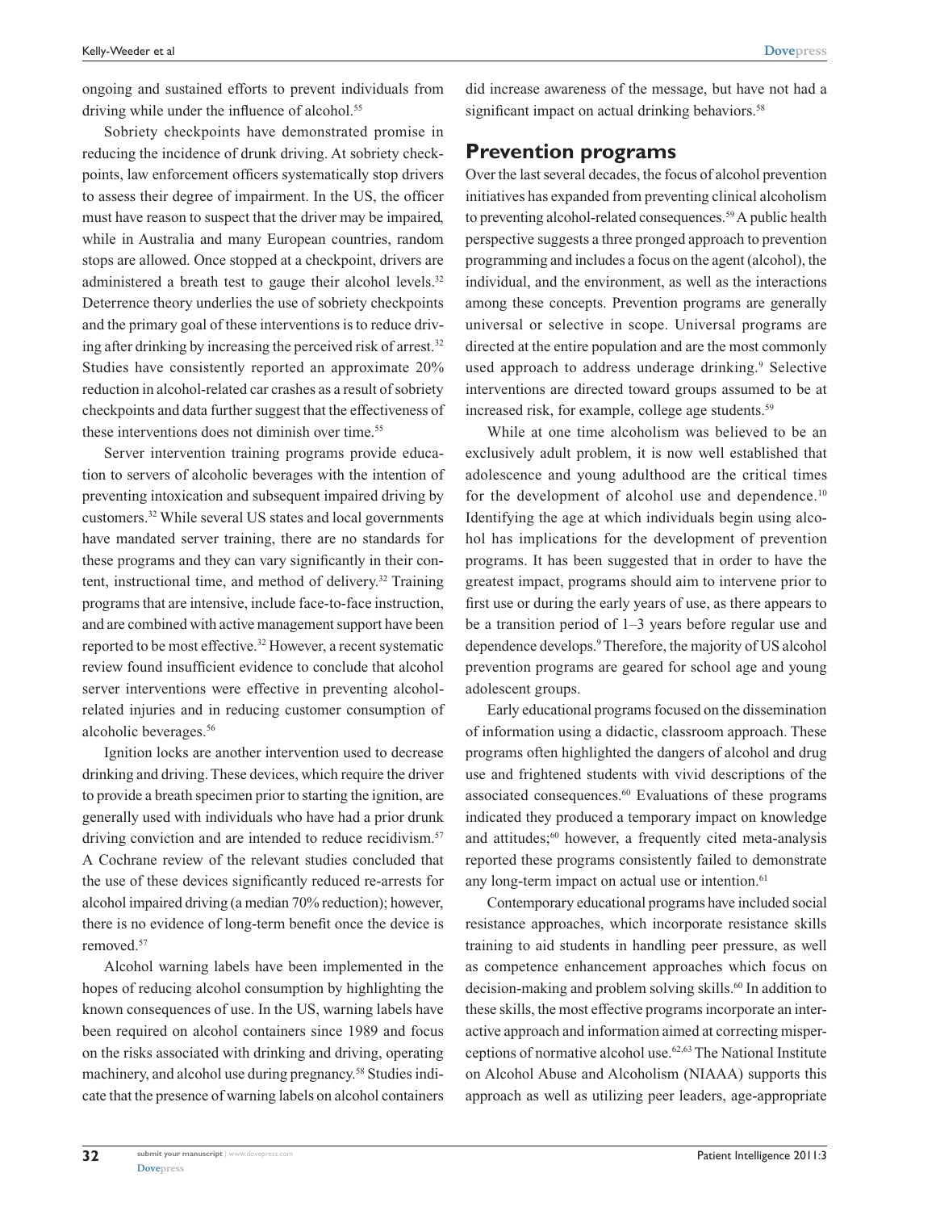ongoing and sustained efforts to prevent individuals from driving while under the influence of alcohol.[55]

Sobriety checkpoints have demonstrated promise in reducing the incidence of drunk driving. At sobriety checkpoints, law enforcement officers systematically stop drivers to assess their degree of impairment. In the US, the officer must have reason to suspect that the driver may be impaired, while in Australia and many European countries, random stops are allowed. Once stopped at a checkpoint, drivers are administered a breath test to gauge their alcohol levels.[32] Deterrence theory underlies the use of sobriety checkpoints and the primary goal of these interventions is to reduce driving after drinking by increasing the perceived risk of arrest.[32] Studies have consistently reported an approximate 20% reduction in alcohol-related car crashes as a result of sobriety checkpoints and data further suggest that the effectiveness of these interventions does not diminish over time.[55]

Server intervention training programs provide education to servers of alcoholic beverages with the intention of preventing intoxication and subsequent impaired driving by customers.[32] While several US states and local governments have mandated server training, there are no standards for these programs and they can vary significantly in their content, instructional time, and method of delivery.[32] Training programs that are intensive, include face-to-face instruction, and are combined with active management support have been reported to be most effective.[32] However, a recent systematic review found insufficient evidence to conclude that alcohol server interventions were effective in preventing alcohol-related injuries and in reducing customer consumption of alcoholic beverages.[56]

Ignition locks are another intervention used to decrease drinking and driving. These devices, which require the driver to provide a breath specimen prior to starting the ignition, are generally used with individuals who have had a prior drunk driving conviction and are intended to reduce recidivism.[57] A Cochrane review of the relevant studies concluded that the use of these devices significantly reduced re-arrests for alcohol impaired driving (a median 70% reduction); however, there is no evidence of long-term benefit once the device is removed.[57]

Alcohol warning labels have been implemented in the hopes of reducing alcohol consumption by highlighting the known consequences of use. In the US, warning labels have been required on alcohol containers since 1989 and focus on the risks associated with drinking and driving, operating machinery, and alcohol use during pregnancy.[58] Studies indicate that the presence of warning labels on alcohol containers did increase awareness of the message, but have not had a significant impact on actual drinking behaviors.[58]

## Prevention programs

Over the last several decades, the focus of alcohol prevention initiatives has expanded from preventing clinical alcoholism to preventing alcohol-related consequences.[59] A public health perspective suggests a three pronged approach to prevention programming and includes a focus on the agent (alcohol), the individual, and the environment, as well as the interactions among these concepts. Prevention programs are generally universal or selective in scope. Universal programs are directed at the entire population and are the most commonly used approach to address underage drinking.[9] Selective interventions are directed toward groups assumed to be at increased risk, for example, college age students.[59]

While at one time alcoholism was believed to be an exclusively adult problem, it is now well established that adolescence and young adulthood are the critical times for the development of alcohol use and dependence.[10] Identifying the age at which individuals begin using alcohol has implications for the development of prevention programs. It has been suggested that in order to have the greatest impact, programs should aim to intervene prior to first use or during the early years of use, as there appears to be a transition period of 1–3 years before regular use and dependence develops.[9] Therefore, the majority of US alcohol prevention programs are geared for school age and young adolescent groups.

Early educational programs focused on the dissemination of information using a didactic, classroom approach. These programs often highlighted the dangers of alcohol and drug use and frightened students with vivid descriptions of the associated consequences.[60] Evaluations of these programs indicated they produced a temporary impact on knowledge and attitudes;[60] however, a frequently cited meta-analysis reported these programs consistently failed to demonstrate any long-term impact on actual use or intention.[61]

Contemporary educational programs have included social resistance approaches, which incorporate resistance skills training to aid students in handling peer pressure, as well as competence enhancement approaches which focus on decision-making and problem solving skills.[60] In addition to these skills, the most effective programs incorporate an interactive approach and information aimed at correcting misperceptions of normative alcohol use.[62,63] The National Institute on Alcohol Abuse and Alcoholism (NIAAA) supports this approach as well as utilizing peer leaders, age-appropriate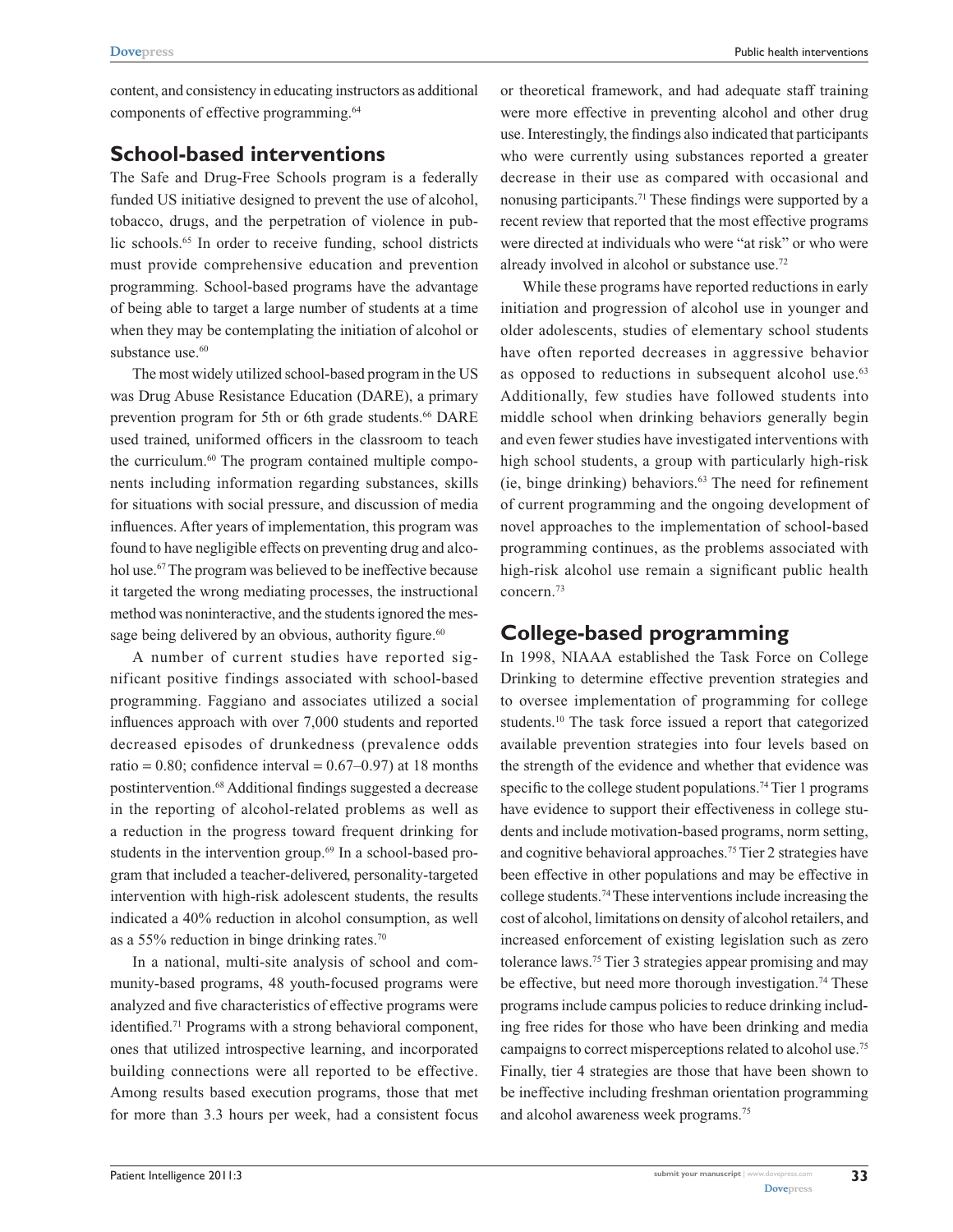content, and consistency in educating instructors as additional components of effective programming.[64]

## School-based interventions

The Safe and Drug-Free Schools program is a federally funded US initiative designed to prevent the use of alcohol, tobacco, drugs, and the perpetration of violence in public schools.[65] In order to receive funding, school districts must provide comprehensive education and prevention programming. School-based programs have the advantage of being able to target a large number of students at a time when they may be contemplating the initiation of alcohol or substance use.[60]

The most widely utilized school-based program in the US was Drug Abuse Resistance Education (DARE), a primary prevention program for 5th or 6th grade students.[66] DARE used trained, uniformed officers in the classroom to teach the curriculum.[60] The program contained multiple components including information regarding substances, skills for situations with social pressure, and discussion of media influences. After years of implementation, this program was found to have negligible effects on preventing drug and alcohol use.[67] The program was believed to be ineffective because it targeted the wrong mediating processes, the instructional method was noninteractive, and the students ignored the message being delivered by an obvious, authority figure.[60]

A number of current studies have reported significant positive findings associated with school-based programming. Faggiano and associates utilized a social influences approach with over 7,000 students and reported decreased episodes of drunkenness (prevalence odds ratio = 0.80; confidence interval = 0.67–0.97) at 18 months postintervention.[68] Additional findings suggested a decrease in the reporting of alcohol-related problems as well as a reduction in the progress toward frequent drinking for students in the intervention group.[69] In a school-based program that included a teacher-delivered, personality-targeted intervention with high-risk adolescent students, the results indicated a 40% reduction in alcohol consumption, as well as a 55% reduction in binge drinking rates.[70]

In a national, multi-site analysis of school and community-based programs, 48 youth-focused programs were analyzed and five characteristics of effective programs were identified.[71] Programs with a strong behavioral component, ones that utilized introspective learning, and incorporated building connections were all reported to be effective. Among results based execution programs, those that met for more than 3.3 hours per week, had a consistent focus or theoretical framework, and had adequate staff training were more effective in preventing alcohol and other drug use. Interestingly, the findings also indicated that participants who were currently using substances reported a greater decrease in their use as compared with occasional and nonusing participants.[71] These findings were supported by a recent review that reported that the most effective programs were directed at individuals who were "at risk" or who were already involved in alcohol or substance use.[72]

While these programs have reported reductions in early initiation and progression of alcohol use in younger and older adolescents, studies of elementary school students have often reported decreases in aggressive behavior as opposed to reductions in subsequent alcohol use.[63] Additionally, few studies have followed students into middle school when drinking behaviors generally begin and even fewer studies have investigated interventions with high school students, a group with particularly high-risk (ie, binge drinking) behaviors.[63] The need for refinement of current programming and the ongoing development of novel approaches to the implementation of school-based programming continues, as the problems associated with high-risk alcohol use remain a significant public health concern.[73]

## College-based programming

In 1998, NIAAA established the Task Force on College Drinking to determine effective prevention strategies and to oversee implementation of programming for college students.[10] The task force issued a report that categorized available prevention strategies into four levels based on the strength of the evidence and whether that evidence was specific to the college student populations.[74] Tier 1 programs have evidence to support their effectiveness in college students and include motivation-based programs, norm setting, and cognitive behavioral approaches.[75] Tier 2 strategies have been effective in other populations and may be effective in college students.[74] These interventions include increasing the cost of alcohol, limitations on density of alcohol retailers, and increased enforcement of existing legislation such as zero tolerance laws.[75] Tier 3 strategies appear promising and may be effective, but need more thorough investigation.[74] These programs include campus policies to reduce drinking including free rides for those who have been drinking and media campaigns to correct misperceptions related to alcohol use.[75] Finally, tier 4 strategies are those that have been shown to be ineffective including freshman orientation programming and alcohol awareness week programs.[75]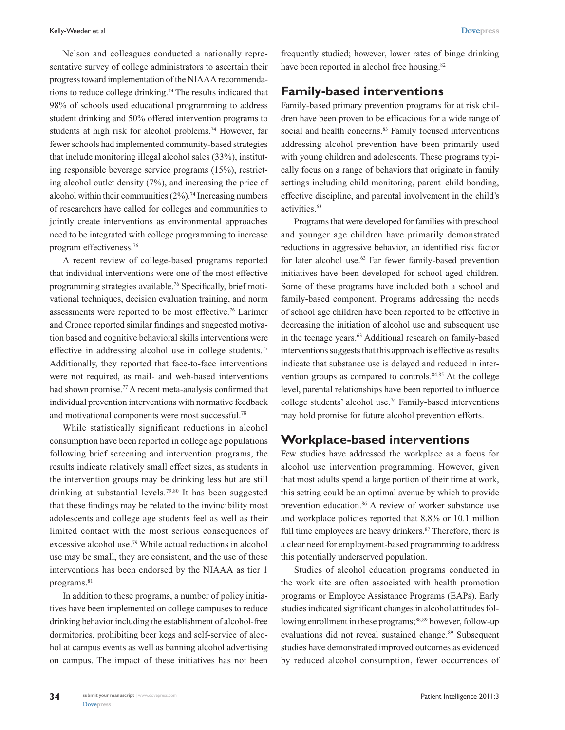Nelson and colleagues conducted a nationally representative survey of college administrators to ascertain their progress toward implementation of the NIAAA recommendations to reduce college drinking.[74] The results indicated that 98% of schools used educational programming to address student drinking and 50% offered intervention programs to students at high risk for alcohol problems.[74] However, far fewer schools had implemented community-based strategies that include monitoring illegal alcohol sales (33%), instituting responsible beverage service programs (15%), restricting alcohol outlet density (7%), and increasing the price of alcohol within their communities (2%).[74] Increasing numbers of researchers have called for colleges and communities to jointly create interventions as environmental approaches need to be integrated with college programming to increase program effectiveness.[76]

A recent review of college-based programs reported that individual interventions were one of the most effective programming strategies available.[76] Specifically, brief motivational techniques, decision evaluation training, and norm assessments were reported to be most effective.[76] Larimer and Cronce reported similar findings and suggested motivation based and cognitive behavioral skills interventions were effective in addressing alcohol use in college students.[77] Additionally, they reported that face-to-face interventions were not required, as mail- and web-based interventions had shown promise.[77] A recent meta-analysis confirmed that individual prevention interventions with normative feedback and motivational components were most successful.[78]

While statistically significant reductions in alcohol consumption have been reported in college age populations following brief screening and intervention programs, the results indicate relatively small effect sizes, as students in the intervention groups may be drinking less but are still drinking at substantial levels.[79,80] It has been suggested that these findings may be related to the invincibility most adolescents and college age students feel as well as their limited contact with the most serious consequences of excessive alcohol use.[79] While actual reductions in alcohol use may be small, they are consistent, and the use of these interventions has been endorsed by the NIAAA as tier 1 programs.[81]

In addition to these programs, a number of policy initiatives have been implemented on college campuses to reduce drinking behavior including the establishment of alcohol-free dormitories, prohibiting beer kegs and self-service of alcohol at campus events as well as banning alcohol advertising on campus. The impact of these initiatives has not been frequently studied; however, lower rates of binge drinking have been reported in alcohol free housing.[82]

## Family-based interventions

Family-based primary prevention programs for at risk children have been proven to be efficacious for a wide range of social and health concerns.[83] Family focused interventions addressing alcohol prevention have been primarily used with young children and adolescents. These programs typically focus on a range of behaviors that originate in family settings including child monitoring, parent–child bonding, effective discipline, and parental involvement in the child's activities.[63]

Programs that were developed for families with preschool and younger age children have primarily demonstrated reductions in aggressive behavior, an identified risk factor for later alcohol use.[63] Far fewer family-based prevention initiatives have been developed for school-aged children. Some of these programs have included both a school and family-based component. Programs addressing the needs of school age children have been reported to be effective in decreasing the initiation of alcohol use and subsequent use in the teenage years.[63] Additional research on family-based interventions suggests that this approach is effective as results indicate that substance use is delayed and reduced in intervention groups as compared to controls.[84,85] At the college level, parental relationships have been reported to influence college students' alcohol use.[76] Family-based interventions may hold promise for future alcohol prevention efforts.

## Workplace-based interventions

Few studies have addressed the workplace as a focus for alcohol use intervention programming. However, given that most adults spend a large portion of their time at work, this setting could be an optimal avenue by which to provide prevention education.[86] A review of worker substance use and workplace policies reported that 8.8% or 10.1 million full time employees are heavy drinkers.[87] Therefore, there is a clear need for employment-based programming to address this potentially underserved population.

Studies of alcohol education programs conducted in the work site are often associated with health promotion programs or Employee Assistance Programs (EAPs). Early studies indicated significant changes in alcohol attitudes following enrollment in these programs;[88,89] however, follow-up evaluations did not reveal sustained change.[89] Subsequent studies have demonstrated improved outcomes as evidenced by reduced alcohol consumption, fewer occurrences of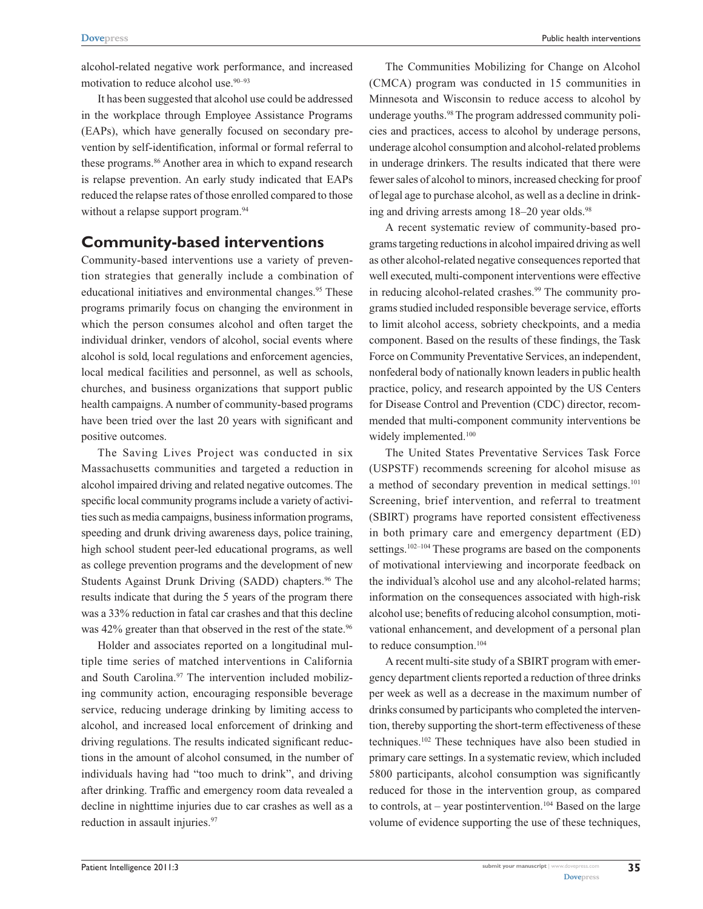alcohol-related negative work performance, and increased motivation to reduce alcohol use.[90–93]

It has been suggested that alcohol use could be addressed in the workplace through Employee Assistance Programs (EAPs), which have generally focused on secondary prevention by self-identification, informal or formal referral to these programs.[86] Another area in which to expand research is relapse prevention. An early study indicated that EAPs reduced the relapse rates of those enrolled compared to those without a relapse support program.[94]

## Community-based interventions

Community-based interventions use a variety of prevention strategies that generally include a combination of educational initiatives and environmental changes.[95] These programs primarily focus on changing the environment in which the person consumes alcohol and often target the individual drinker, vendors of alcohol, social events where alcohol is sold, local regulations and enforcement agencies, local medical facilities and personnel, as well as schools, churches, and business organizations that support public health campaigns. A number of community-based programs have been tried over the last 20 years with significant and positive outcomes.

The Saving Lives Project was conducted in six Massachusetts communities and targeted a reduction in alcohol impaired driving and related negative outcomes. The specific local community programs include a variety of activities such as media campaigns, business information programs, speeding and drunk driving awareness days, police training, high school student peer-led educational programs, as well as college prevention programs and the development of new Students Against Drunk Driving (SADD) chapters.[96] The results indicate that during the 5 years of the program there was a 33% reduction in fatal car crashes and that this decline was 42% greater than that observed in the rest of the state.[96]

Holder and associates reported on a longitudinal multiple time series of matched interventions in California and South Carolina.[97] The intervention included mobilizing community action, encouraging responsible beverage service, reducing underage drinking by limiting access to alcohol, and increased local enforcement of drinking and driving regulations. The results indicated significant reductions in the amount of alcohol consumed, in the number of individuals having had "too much to drink", and driving after drinking. Traffic and emergency room data revealed a decline in nighttime injuries due to car crashes as well as a reduction in assault injuries.[97]

The Communities Mobilizing for Change on Alcohol (CMCA) program was conducted in 15 communities in Minnesota and Wisconsin to reduce access to alcohol by underage youths.[98] The program addressed community policies and practices, access to alcohol by underage persons, underage alcohol consumption and alcohol-related problems in underage drinkers. The results indicated that there were fewer sales of alcohol to minors, increased checking for proof of legal age to purchase alcohol, as well as a decline in drinking and driving arrests among 18–20 year olds.[98]

A recent systematic review of community-based programs targeting reductions in alcohol impaired driving as well as other alcohol-related negative consequences reported that well executed, multi-component interventions were effective in reducing alcohol-related crashes.[99] The community programs studied included responsible beverage service, efforts to limit alcohol access, sobriety checkpoints, and a media component. Based on the results of these findings, the Task Force on Community Preventative Services, an independent, nonfederal body of nationally known leaders in public health practice, policy, and research appointed by the US Centers for Disease Control and Prevention (CDC) director, recommended that multi-component community interventions be widely implemented.[100]

The United States Preventative Services Task Force (USPSTF) recommends screening for alcohol misuse as a method of secondary prevention in medical settings.[101] Screening, brief intervention, and referral to treatment (SBIRT) programs have reported consistent effectiveness in both primary care and emergency department (ED) settings.[102–104] These programs are based on the components of motivational interviewing and incorporate feedback on the individual's alcohol use and any alcohol-related harms; information on the consequences associated with high-risk alcohol use; benefits of reducing alcohol consumption, motivational enhancement, and development of a personal plan to reduce consumption.[104]

A recent multi-site study of a SBIRT program with emergency department clients reported a reduction of three drinks per week as well as a decrease in the maximum number of drinks consumed by participants who completed the intervention, thereby supporting the short-term effectiveness of these techniques.[102] These techniques have also been studied in primary care settings. In a systematic review, which included 5800 participants, alcohol consumption was significantly reduced for those in the intervention group, as compared to controls, at – year postintervention.[104] Based on the large volume of evidence supporting the use of these techniques,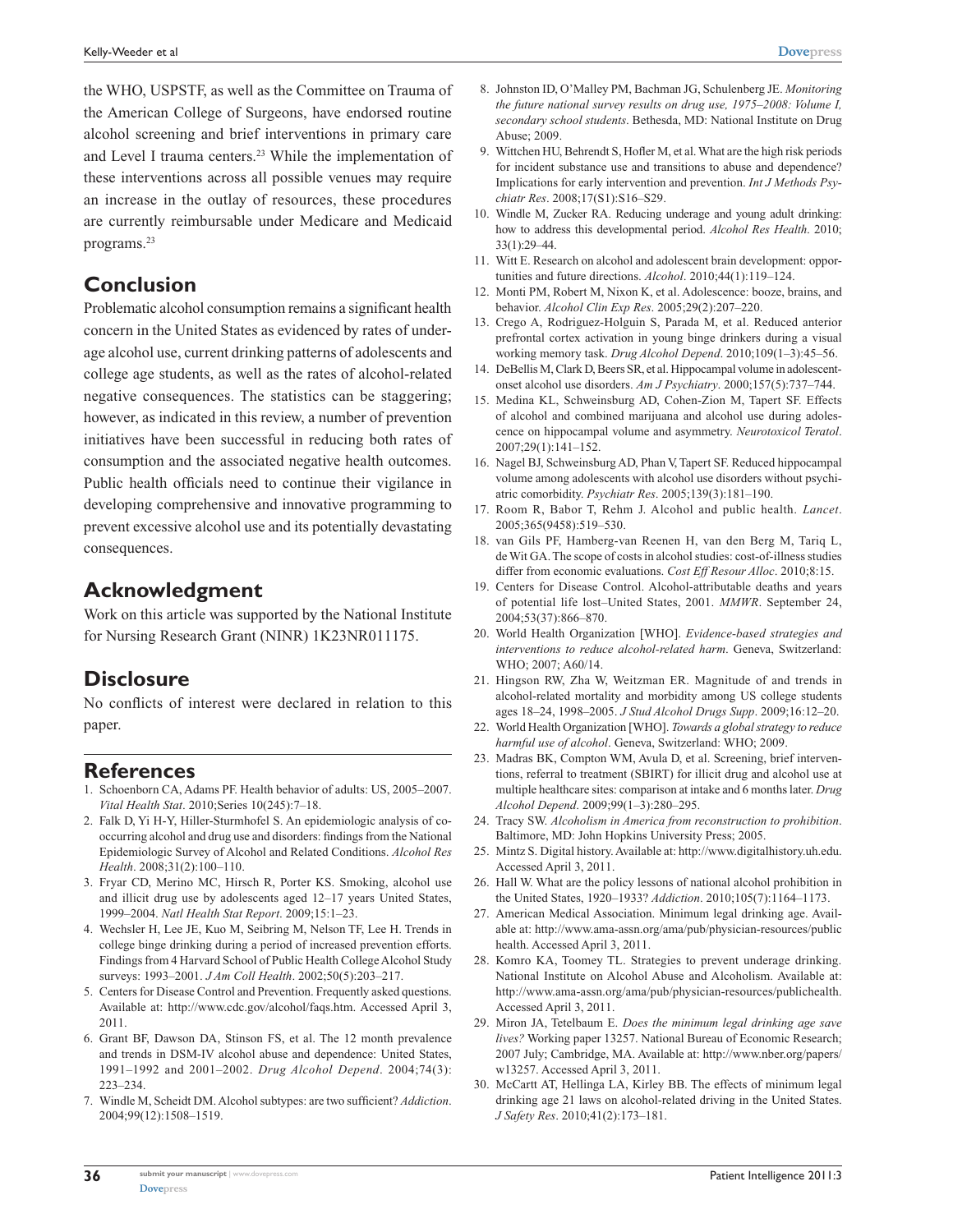the WHO, USPSTF, as well as the Committee on Trauma of the American College of Surgeons, have endorsed routine alcohol screening and brief interventions in primary care and Level I trauma centers.[23] While the implementation of these interventions across all possible venues may require an increase in the outlay of resources, these procedures are currently reimbursable under Medicare and Medicaid programs.[23]

## Conclusion

Problematic alcohol consumption remains a significant health concern in the United States as evidenced by rates of underage alcohol use, current drinking patterns of adolescents and college age students, as well as the rates of alcohol-related negative consequences. The statistics can be staggering; however, as indicated in this review, a number of prevention initiatives have been successful in reducing both rates of consumption and the associated negative health outcomes. Public health officials need to continue their vigilance in developing comprehensive and innovative programming to prevent excessive alcohol use and its potentially devastating consequences.

## Acknowledgment

Work on this article was supported by the National Institute for Nursing Research Grant (NINR) 1K23NR011175.

## Disclosure

No conflicts of interest were declared in relation to this paper.

## References

1. Schoenborn CA, Adams PF. Health behavior of adults: US, 2005–2007. *Vital Health Stat*. 2010;Series 10(245):7–18.
2. Falk D, Yi H-Y, Hiller-Sturmhofel S. An epidemiologic analysis of co-occurring alcohol and drug use and disorders: findings from the National Epidemiologic Survey of Alcohol and Related Conditions. *Alcohol Res Health*. 2008;31(2):100–110.
3. Fryar CD, Merino MC, Hirsch R, Porter KS. Smoking, alcohol use and illicit drug use by adolescents aged 12–17 years United States, 1999–2004. *Natl Health Stat Report*. 2009;15:1–23.
4. Wechsler H, Lee JE, Kuo M, Seibring M, Nelson TF, Lee H. Trends in college binge drinking during a period of increased prevention efforts. Findings from 4 Harvard School of Public Health College Alcohol Study surveys: 1993–2001. *J Am Coll Health*. 2002;50(5):203–217.
5. Centers for Disease Control and Prevention. Frequently asked questions. Available at: http://www.cdc.gov/alcohol/faqs.htm. Accessed April 3, 2011.
6. Grant BF, Dawson DA, Stinson FS, et al. The 12 month prevalence and trends in DSM-IV alcohol abuse and dependence: United States, 1991–1992 and 2001–2002. *Drug Alcohol Depend*. 2004;74(3):223–234.
7. Windle M, Scheidt DM. Alcohol subtypes: are two sufficient? *Addiction*. 2004;99(12):1508–1519.
8. Johnston ID, O'Malley PM, Bachman JG, Schulenberg JE. *Monitoring the future national survey results on drug use, 1975–2008: Volume I, secondary school students*. Bethesda, MD: National Institute on Drug Abuse; 2009.
9. Wittchen HU, Behrendt S, Hofler M, et al. What are the high risk periods for incident substance use and transitions to abuse and dependence? Implications for early intervention and prevention. *Int J Methods Psychiatr Res*. 2008;17(S1):S16–S29.
10. Windle M, Zucker RA. Reducing underage and young adult drinking: how to address this developmental period. *Alcohol Res Health*. 2010;33(1):29–44.
11. Witt E. Research on alcohol and adolescent brain development: opportunities and future directions. *Alcohol*. 2010;44(1):119–124.
12. Monti PM, Robert M, Nixon K, et al. Adolescence: booze, brains, and behavior. *Alcohol Clin Exp Res*. 2005;29(2):207–220.
13. Crego A, Rodriguez-Holguin S, Parada M, et al. Reduced anterior prefrontal cortex activation in young binge drinkers during a visual working memory task. *Drug Alcohol Depend*. 2010;109(1–3):45–56.
14. DeBellis M, Clark D, Beers SR, et al. Hippocampal volume in adolescent-onset alcohol use disorders. *Am J Psychiatry*. 2000;157(5):737–744.
15. Medina KL, Schweinsburg AD, Cohen-Zion M, Tapert SF. Effects of alcohol and combined marijuana and alcohol use during adolescence on hippocampal volume and asymmetry. *Neurotoxicol Teratol*. 2007;29(1):141–152.
16. Nagel BJ, Schweinsburg AD, Phan V, Tapert SF. Reduced hippocampal volume among adolescents with alcohol use disorders without psychiatric comorbidity. *Psychiatr Res*. 2005;139(3):181–190.
17. Room R, Babor T, Rehm J. Alcohol and public health. *Lancet*. 2005;365(9458):519–530.
18. van Gils PF, Hamberg-van Reenen H, van den Berg M, Tariq L, de Wit GA. The scope of costs in alcohol studies: cost-of-illness studies differ from economic evaluations. *Cost Eff Resour Alloc*. 2010;8:15.
19. Centers for Disease Control. Alcohol-attributable deaths and years of potential life lost–United States, 2001. *MMWR*. September 24, 2004;53(37):866–870.
20. World Health Organization [WHO]. *Evidence-based strategies and interventions to reduce alcohol-related harm*. Geneva, Switzerland: WHO; 2007; A60/14.
21. Hingson RW, Zha W, Weitzman ER. Magnitude of and trends in alcohol-related mortality and morbidity among US college students ages 18–24, 1998–2005. *J Stud Alcohol Drugs Supp*. 2009;16:12–20.
22. World Health Organization [WHO]. *Towards a global strategy to reduce harmful use of alcohol*. Geneva, Switzerland: WHO; 2009.
23. Madras BK, Compton WM, Avula D, et al. Screening, brief interventions, referral to treatment (SBIRT) for illicit drug and alcohol use at multiple healthcare sites: comparison at intake and 6 months later. *Drug Alcohol Depend*. 2009;99(1–3):280–295.
24. Tracy SW. *Alcoholism in America from reconstruction to prohibition*. Baltimore, MD: John Hopkins University Press; 2005.
25. Mintz S. Digital history. Available at: http://www.digitalhistory.uh.edu. Accessed April 3, 2011.
26. Hall W. What are the policy lessons of national alcohol prohibition in the United States, 1920–1933? *Addiction*. 2010;105(7):1164–1173.
27. American Medical Association. Minimum legal drinking age. Available at: http://www.ama-assn.org/ama/pub/physician-resources/public health. Accessed April 3, 2011.
28. Komro KA, Toomey TL. Strategies to prevent underage drinking. National Institute on Alcohol Abuse and Alcoholism. Available at: http://www.ama-assn.org/ama/pub/physician-resources/publichealth. Accessed April 3, 2011.
29. Miron JA, Tetelbaum E. *Does the minimum legal drinking age save lives?* Working paper 13257. National Bureau of Economic Research; 2007 July; Cambridge, MA. Available at: http://www.nber.org/papers/w13257. Accessed April 3, 2011.
30. McCartt AT, Hellinga LA, Kirley BB. The effects of minimum legal drinking age 21 laws on alcohol-related driving in the United States. *J Safety Res*. 2010;41(2):173–181.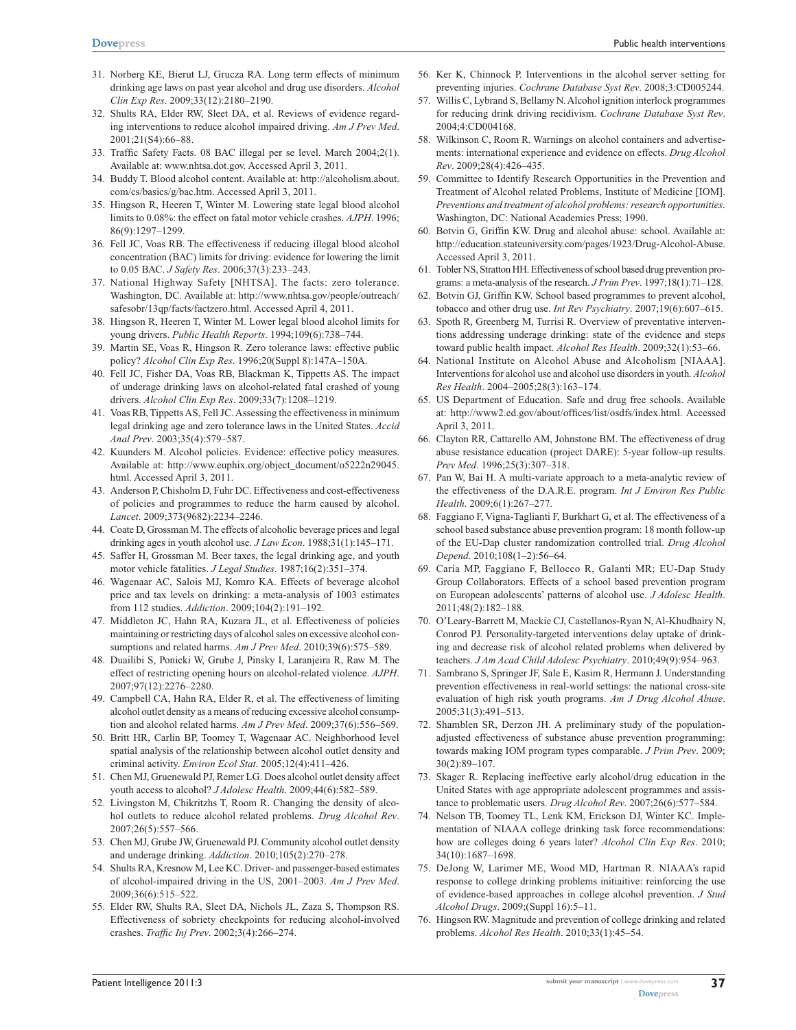31. Norberg KE, Bierut LJ, Grucza RA. Long term effects of minimum drinking age laws on past year alcohol and drug use disorders. *Alcohol Clin Exp Res*. 2009;33(12):2180–2190.
32. Shults RA, Elder RW, Sleet DA, et al. Reviews of evidence regarding interventions to reduce alcohol impaired driving. *Am J Prev Med*. 2001;21(S4):66–88.
33. Traffic Safety Facts. 08 BAC illegal per se level. March 2004;2(1). Available at: www.nhtsa.dot.gov. Accessed April 3, 2011.
34. Buddy T. Blood alcohol content. Available at: http://alcoholism.about.com/cs/basics/g/bac.htm. Accessed April 3, 2011.
35. Hingson R, Heeren T, Winter M. Lowering state legal blood alcohol limits to 0.08%: the effect on fatal motor vehicle crashes. *AJPH*. 1996; 86(9):1297–1299.
36. Fell JC, Voas RB. The effectiveness if reducing illegal blood alcohol concentration (BAC) limits for driving: evidence for lowering the limit to 0.05 BAC. *J Safety Res*. 2006;37(3):233–243.
37. National Highway Safety [NHTSA]. The facts: zero tolerance. Washington, DC. Available at: http://www.nhtsa.gov/people/outreach/safesobr/13qp/facts/factzero.html. Accessed April 4, 2011.
38. Hingson R, Heeren T, Winter M. Lower legal blood alcohol limits for young drivers. *Public Health Reports*. 1994;109(6):738–744.
39. Martin SE, Voas R, Hingson R. Zero tolerance laws: effective public policy? *Alcohol Clin Exp Res*. 1996;20(Suppl 8):147A–150A.
40. Fell JC, Fisher DA, Voas RB, Blackman K, Tippetts AS. The impact of underage drinking laws on alcohol-related fatal crashed of young drivers. *Alcohol Clin Exp Res*. 2009;33(7):1208–1219.
41. Voas RB, Tippetts AS, Fell JC. Assessing the effectiveness in minimum legal drinking age and zero tolerance laws in the United States. *Accid Anal Prev*. 2003;35(4):579–587.
42. Kuunders M. Alcohol policies. Evidence: effective policy measures. Available at: http://www.euphix.org/object_document/o5222n29045.html. Accessed April 3, 2011.
43. Anderson P, Chisholm D, Fuhr DC. Effectiveness and cost-effectiveness of policies and programmes to reduce the harm caused by alcohol. *Lancet*. 2009;373(9682):2234–2246.
44. Coate D, Grossman M. The effects of alcoholic beverage prices and legal drinking ages in youth alcohol use. *J Law Econ*. 1988;31(1):145–171.
45. Saffer H, Grossman M. Beer taxes, the legal drinking age, and youth motor vehicle fatalities. *J Legal Studies*. 1987;16(2):351–374.
46. Wagenaar AC, Salois MJ, Komro KA. Effects of beverage alcohol price and tax levels on drinking: a meta-analysis of 1003 estimates from 112 studies. *Addiction*. 2009;104(2):191–192.
47. Middleton JC, Hahn RA, Kuzara JL, et al. Effectiveness of policies maintaining or restricting days of alcohol sales on excessive alcohol consumptions and related harms. *Am J Prev Med*. 2010;39(6):575–589.
48. Duailibi S, Ponicki W, Grube J, Pinsky I, Laranjeira R, Raw M. The effect of restricting opening hours on alcohol-related violence. *AJPH*. 2007;97(12):2276–2280.
49. Campbell CA, Hahn RA, Elder R, et al. The effectiveness of limiting alcohol outlet density as a means of reducing excessive alcohol consumption and alcohol related harms. *Am J Prev Med*. 2009;37(6):556–569.
50. Britt HR, Carlin BP, Toomey T, Wagenaar AC. Neighborhood level spatial analysis of the relationship between alcohol outlet density and criminal activity. *Environ Ecol Stat*. 2005;12(4):411–426.
51. Chen MJ, Gruenewald PJ, Remer LG. Does alcohol outlet density affect youth access to alcohol? *J Adolesc Health*. 2009;44(6):582–589.
52. Livingston M, Chikritzhs T, Room R. Changing the density of alcohol outlets to reduce alcohol related problems. *Drug Alcohol Rev*. 2007;26(5):557–566.
53. Chen MJ, Grube JW, Gruenewald PJ. Community alcohol outlet density and underage drinking. *Addiction*. 2010;105(2):270–278.
54. Shults RA, Kresnow M, Lee KC. Driver- and passenger-based estimates of alcohol-impaired driving in the US, 2001–2003. *Am J Prev Med*. 2009;36(6):515–522.
55. Elder RW, Shults RA, Sleet DA, Nichols JL, Zaza S, Thompson RS. Effectiveness of sobriety checkpoints for reducing alcohol-involved crashes. *Traffic Inj Prev*. 2002;3(4):266–274.
56. Ker K, Chinnock P. Interventions in the alcohol server setting for preventing injuries. *Cochrane Database Syst Rev*. 2008;3:CD005244.
57. Willis C, Lybrand S, Bellamy N. Alcohol ignition interlock programmes for reducing drink driving recidivism. *Cochrane Database Syst Rev*. 2004;4:CD004168.
58. Wilkinson C, Room R. Warnings on alcohol containers and advertisements: international experience and evidence on effects. *Drug Alcohol Rev*. 2009;28(4):426–435.
59. Committee to Identify Research Opportunities in the Prevention and Treatment of Alcohol related Problems, Institute of Medicine [IOM]. *Preventions and treatment of alcohol problems: research opportunities*. Washington, DC: National Academies Press; 1990.
60. Botvin G, Griffin KW. Drug and alcohol abuse: school. Available at: http://education.stateuniversity.com/pages/1923/Drug-Alcohol-Abuse. Accessed April 3, 2011.
61. Tobler NS, Stratton HH. Effectiveness of school based drug prevention programs: a meta-analysis of the research. *J Prim Prev*. 1997;18(1):71–128.
62. Botvin GJ, Griffin KW. School based programmes to prevent alcohol, tobacco and other drug use. *Int Rev Psychiatry*. 2007;19(6):607–615.
63. Spoth R, Greenberg M, Turrisi R. Overview of preventative interventions addressing underage drinking: state of the evidence and steps toward public health impact. *Alcohol Res Health*. 2009;32(1):53–66.
64. National Institute on Alcohol Abuse and Alcoholism [NIAAA]. Interventions for alcohol use and alcohol use disorders in youth. *Alcohol Res Health*. 2004–2005;28(3):163–174.
65. US Department of Education. Safe and drug free schools. Available at: http://www2.ed.gov/about/offices/list/osdfs/index.html. Accessed April 3, 2011.
66. Clayton RR, Cattarello AM, Johnstone BM. The effectiveness of drug abuse resistance education (project DARE): 5-year follow-up results. *Prev Med*. 1996;25(3):307–318.
67. Pan W, Bai H. A multi-variate approach to a meta-analytic review of the effectiveness of the D.A.R.E. program. *Int J Environ Res Public Health*. 2009;6(1):267–277.
68. Faggiano F, Vigna-Taglianti F, Burkhart G, et al. The effectiveness of a school based substance abuse prevention program: 18 month follow-up of the EU-Dap cluster randomization controlled trial. *Drug Alcohol Depend*. 2010;108(1–2):56–64.
69. Caria MP, Faggiano F, Bellocco R, Galanti MR; EU-Dap Study Group Collaborators. Effects of a school based prevention program on European adolescents' patterns of alcohol use. *J Adolesc Health*. 2011;48(2):182–188.
70. O'Leary-Barrett M, Mackie CJ, Castellanos-Ryan N, Al-Khudhairy N, Conrod PJ. Personality-targeted interventions delay uptake of drinking and decrease risk of alcohol related problems when delivered by teachers. *J Am Acad Child Adolesc Psychiatry*. 2010;49(9):954–963.
71. Sambrano S, Springer JF, Sale E, Kasim R, Hermann J. Understanding prevention effectiveness in real-world settings: the national cross-site evaluation of high risk youth programs. *Am J Drug Alcohol Abuse*. 2005;31(3):491–513.
72. Shamblen SR, Derzon JH. A preliminary study of the population-adjusted effectiveness of substance abuse prevention programming: towards making IOM program types comparable. *J Prim Prev*. 2009; 30(2):89–107.
73. Skager R. Replacing ineffective early alcohol/drug education in the United States with age appropriate adolescent programmes and assistance to problematic users. *Drug Alcohol Rev*. 2007;26(6):577–584.
74. Nelson TB, Toomey TL, Lenk KM, Erickson DJ, Winter KC. Implementation of NIAAA college drinking task force recommendations: how are colleges doing 6 years later? *Alcohol Clin Exp Res*. 2010; 34(10):1687–1698.
75. DeJong W, Larimer ME, Wood MD, Hartman R. NIAAA's rapid response to college drinking problems initiaitive: reinforcing the use of evidence-based approaches in college alcohol prevention. *J Stud Alcohol Drugs*. 2009;(Suppl 16):5–11.
76. Hingson RW. Magnitude and prevention of college drinking and related problems. *Alcohol Res Health*. 2010;33(1):45–54.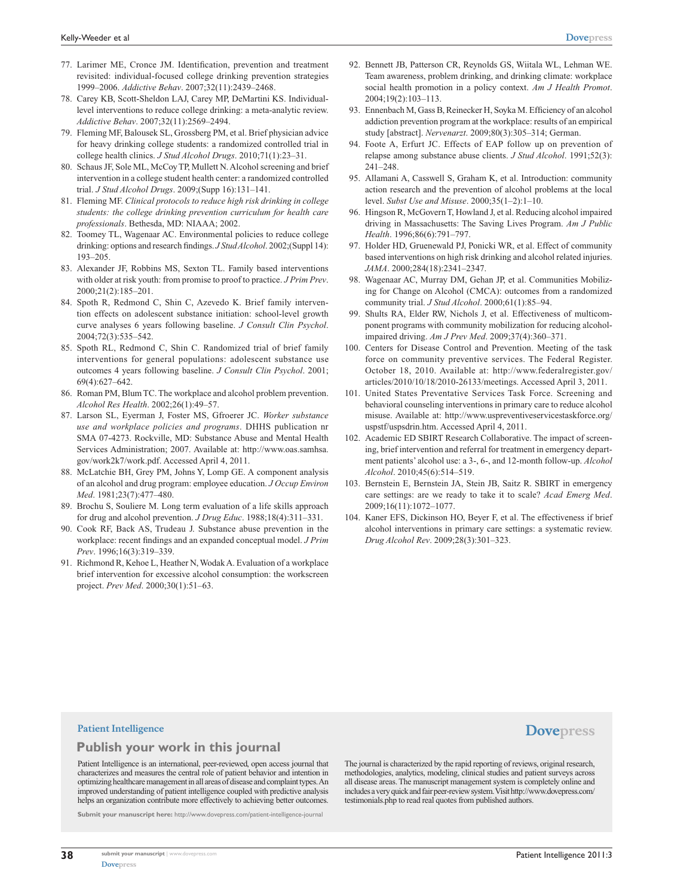77. Larimer ME, Cronce JM. Identification, prevention and treatment revisited: individual-focused college drinking prevention strategies 1999–2006. *Addictive Behav*. 2007;32(11):2439–2468.
78. Carey KB, Scott-Sheldon LAJ, Carey MP, DeMartini KS. Individual-level interventions to reduce college drinking: a meta-analytic review. *Addictive Behav*. 2007;32(11):2569–2494.
79. Fleming MF, Balousek SL, Grossberg PM, et al. Brief physician advice for heavy drinking college students: a randomized controlled trial in college health clinics. *J Stud Alcohol Drugs*. 2010;71(1):23–31.
80. Schaus JF, Sole ML, McCoy TP, Mullett N. Alcohol screening and brief intervention in a college student health center: a randomized controlled trial. *J Stud Alcohol Drugs*. 2009;(Supp 16):131–141.
81. Fleming MF. *Clinical protocols to reduce high risk drinking in college students: the college drinking prevention curriculum for health care professionals*. Bethesda, MD: NIAAA; 2002.
82. Toomey TL, Wagenaar AC. Environmental policies to reduce college drinking: options and research findings. *J Stud Alcohol*. 2002;(Suppl 14):193–205.
83. Alexander JF, Robbins MS, Sexton TL. Family based interventions with older at risk youth: from promise to proof to practice. *J Prim Prev*. 2000;21(2):185–201.
84. Spoth R, Redmond C, Shin C, Azevedo K. Brief family intervention effects on adolescent substance initiation: school-level growth curve analyses 6 years following baseline. *J Consult Clin Psychol*. 2004;72(3):535–542.
85. Spoth RL, Redmond C, Shin C. Randomized trial of brief family interventions for general populations: adolescent substance use outcomes 4 years following baseline. *J Consult Clin Psychol*. 2001;69(4):627–642.
86. Roman PM, Blum TC. The workplace and alcohol problem prevention. *Alcohol Res Health*. 2002;26(1):49–57.
87. Larson SL, Eyerman J, Foster MS, Gfroerer JC. *Worker substance use and workplace policies and programs*. DHHS publication nr SMA 07-4273. Rockville, MD: Substance Abuse and Mental Health Services Administration; 2007. Available at: http://www.oas.samhsa.gov/work2k7/work.pdf. Accessed April 4, 2011.
88. McLatchie BH, Grey PM, Johns Y, Lomp GE. A component analysis of an alcohol and drug program: employee education. *J Occup Environ Med*. 1981;23(7):477–480.
89. Brochu S, Souliere M. Long term evaluation of a life skills approach for drug and alcohol prevention. *J Drug Educ*. 1988;18(4):311–331.
90. Cook RF, Back AS, Trudeau J. Substance abuse prevention in the workplace: recent findings and an expanded conceptual model. *J Prim Prev*. 1996;16(3):319–339.
91. Richmond R, Kehoe L, Heather N, Wodak A. Evaluation of a workplace brief intervention for excessive alcohol consumption: the workscreen project. *Prev Med*. 2000;30(1):51–63.
92. Bennett JB, Patterson CR, Reynolds GS, Wiitala WL, Lehman WE. Team awareness, problem drinking, and drinking climate: workplace social health promotion in a policy context. *Am J Health Promot*. 2004;19(2):103–113.
93. Ennenbach M, Gass B, Reinecker H, Soyka M. Efficiency of an alcohol addiction prevention program at the workplace: results of an empirical study [abstract]. *Nervenarzt*. 2009;80(3):305–314; German.
94. Foote A, Erfurt JC. Effects of EAP follow up on prevention of relapse among substance abuse clients. *J Stud Alcohol*. 1991;52(3):241–248.
95. Allamani A, Casswell S, Graham K, et al. Introduction: community action research and the prevention of alcohol problems at the local level. *Subst Use and Misuse*. 2000;35(1–2):1–10.
96. Hingson R, McGovern T, Howland J, et al. Reducing alcohol impaired driving in Massachusetts: The Saving Lives Program. *Am J Public Health*. 1996;86(6):791–797.
97. Holder HD, Gruenewald PJ, Ponicki WR, et al. Effect of community based interventions on high risk drinking and alcohol related injuries. *JAMA*. 2000;284(18):2341–2347.
98. Wagenaar AC, Murray DM, Gehan JP, et al. Communities Mobilizing for Change on Alcohol (CMCA): outcomes from a randomized community trial. *J Stud Alcohol*. 2000;61(1):85–94.
99. Shults RA, Elder RW, Nichols J, et al. Effectiveness of multicomponent programs with community mobilization for reducing alcohol-impaired driving. *Am J Prev Med*. 2009;37(4):360–371.
100. Centers for Disease Control and Prevention. Meeting of the task force on community preventive services. The Federal Register. October 18, 2010. Available at: http://www.federalregister.gov/articles/2010/10/18/2010-26133/meetings. Accessed April 3, 2011.
101. United States Preventative Services Task Force. Screening and behavioral counseling interventions in primary care to reduce alcohol misuse. Available at: http://www.uspreventiveservicestaskforce.org/uspstf/uspsdrin.htm. Accessed April 4, 2011.
102. Academic ED SBIRT Research Collaborative. The impact of screening, brief intervention and referral for treatment in emergency department patients' alcohol use: a 3-, 6-, and 12-month follow-up. *Alcohol Alcohol*. 2010;45(6):514–519.
103. Bernstein E, Bernstein JA, Stein JB, Saitz R. SBIRT in emergency care settings: are we ready to take it to scale? *Acad Emerg Med*. 2009;16(11):1072–1077.
104. Kaner EFS, Dickinson HO, Beyer F, et al. The effectiveness if brief alcohol interventions in primary care settings: a systematic review. *Drug Alcohol Rev*. 2009;28(3):301–323.

**Patient Intelligence**

## Publish your work in this journal

Patient Intelligence is an international, peer-reviewed, open access journal that characterizes and measures the central role of patient behavior and intention in optimizing healthcare management in all areas of disease and complaint types. An improved understanding of patient intelligence coupled with predictive analysis helps an organization contribute more effectively to achieving better outcomes.

The journal is characterized by the rapid reporting of reviews, original research, methodologies, analytics, modeling, clinical studies and patient surveys across all disease areas. The manuscript management system is completely online and includes a very quick and fair peer-review system. Visit http://www.dovepress.com/testimonials.php to read real quotes from published authors.

**Submit your manuscript here:** http://www.dovepress.com/patient-intelligence-journal